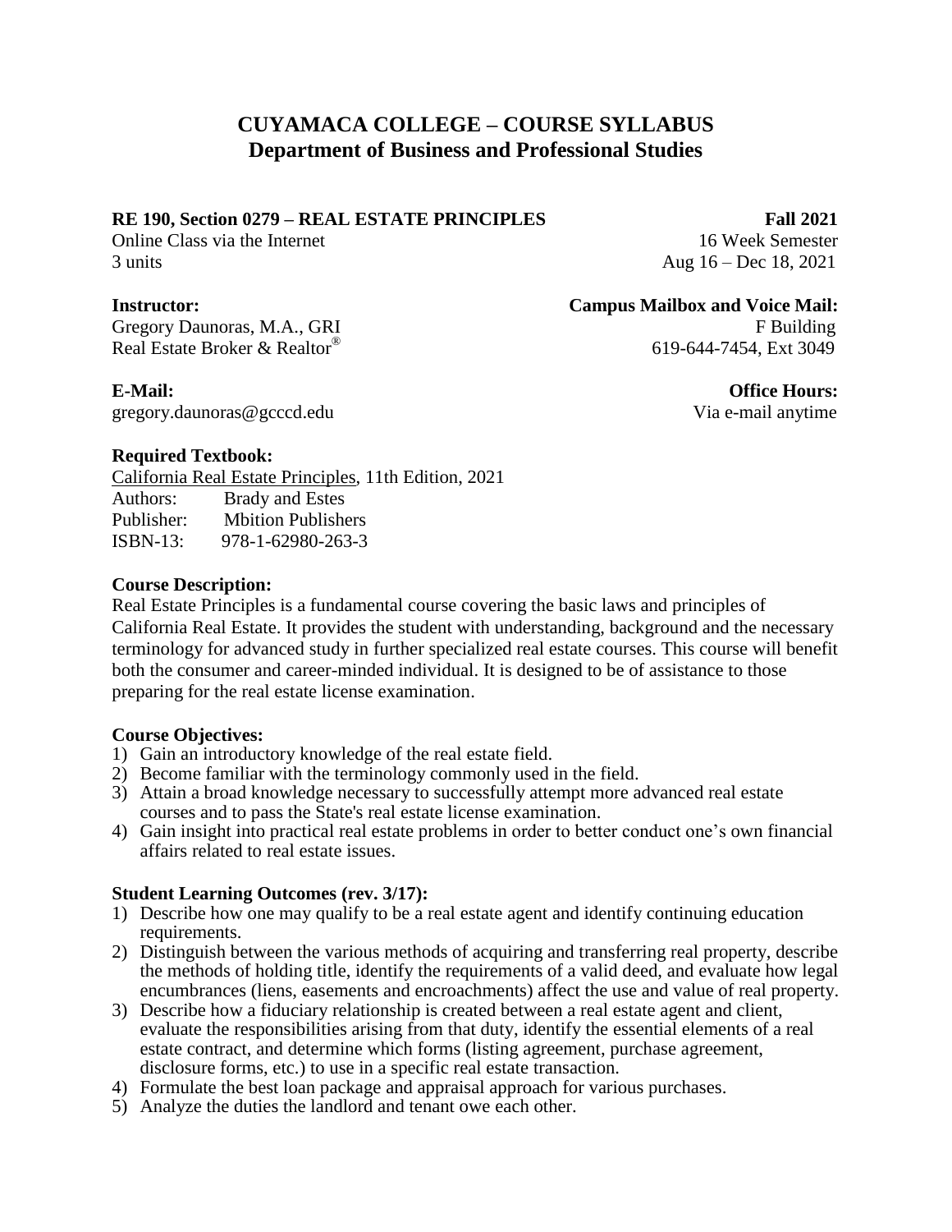# CUYAMACA COLLEGE – COURSE SYLLABUS
## Department of Business and Professional Studies

**RE 190, Section 0279 – REAL ESTATE PRINCIPLES** **Fall 2021**

Online Class via the Internet — 16 Week Semester

3 units — Aug 16 – Dec 18, 2021

**Instructor:**
Gregory Daunoras, M.A., GRI
Real Estate Broker & Realtor®

**Campus Mailbox and Voice Mail:**
F Building
619-644-7454, Ext 3049

**E-Mail:**
gregory.daunoras@gcccd.edu

**Office Hours:**
Via e-mail anytime

**Required Textbook:**

California Real Estate Principles, 11th Edition, 2021

Authors: Brady and Estes
Publisher: Mbition Publishers
ISBN-13: 978-1-62980-263-3

**Course Description:**

Real Estate Principles is a fundamental course covering the basic laws and principles of California Real Estate. It provides the student with understanding, background and the necessary terminology for advanced study in further specialized real estate courses. This course will benefit both the consumer and career-minded individual. It is designed to be of assistance to those preparing for the real estate license examination.

**Course Objectives:**

1) Gain an introductory knowledge of the real estate field.
2) Become familiar with the terminology commonly used in the field.
3) Attain a broad knowledge necessary to successfully attempt more advanced real estate courses and to pass the State's real estate license examination.
4) Gain insight into practical real estate problems in order to better conduct one's own financial affairs related to real estate issues.

**Student Learning Outcomes (rev. 3/17):**

1) Describe how one may qualify to be a real estate agent and identify continuing education requirements.
2) Distinguish between the various methods of acquiring and transferring real property, describe the methods of holding title, identify the requirements of a valid deed, and evaluate how legal encumbrances (liens, easements and encroachments) affect the use and value of real property.
3) Describe how a fiduciary relationship is created between a real estate agent and client, evaluate the responsibilities arising from that duty, identify the essential elements of a real estate contract, and determine which forms (listing agreement, purchase agreement, disclosure forms, etc.) to use in a specific real estate transaction.
4) Formulate the best loan package and appraisal approach for various purchases.
5) Analyze the duties the landlord and tenant owe each other.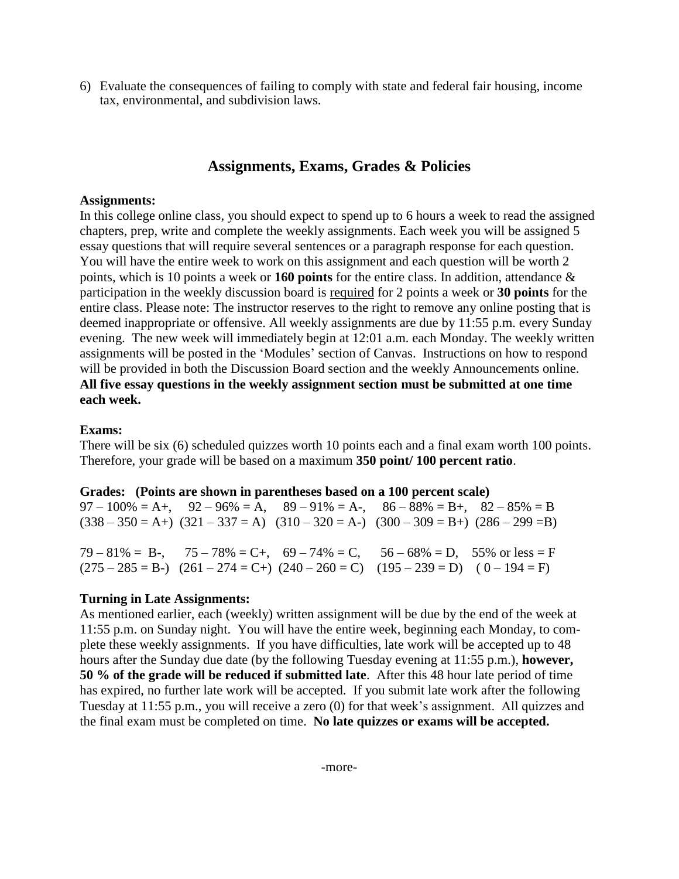6) Evaluate the consequences of failing to comply with state and federal fair housing, income tax, environmental, and subdivision laws.

## Assignments, Exams, Grades & Policies

**Assignments:**

In this college online class, you should expect to spend up to 6 hours a week to read the assigned chapters, prep, write and complete the weekly assignments. Each week you will be assigned 5 essay questions that will require several sentences or a paragraph response for each question. You will have the entire week to work on this assignment and each question will be worth 2 points, which is 10 points a week or **160 points** for the entire class. In addition, attendance & participation in the weekly discussion board is <u>required</u> for 2 points a week or **30 points** for the entire class. Please note: The instructor reserves to the right to remove any online posting that is deemed inappropriate or offensive. All weekly assignments are due by 11:55 p.m. every Sunday evening. The new week will immediately begin at 12:01 a.m. each Monday. The weekly written assignments will be posted in the 'Modules' section of Canvas. Instructions on how to respond will be provided in both the Discussion Board section and the weekly Announcements online. **All five essay questions in the weekly assignment section must be submitted at one time each week.**

**Exams:**

There will be six (6) scheduled quizzes worth 10 points each and a final exam worth 100 points. Therefore, your grade will be based on a maximum **350 point/ 100 percent ratio**.

**Grades: (Points are shown in parentheses based on a 100 percent scale)**

97 – 100% = A+, 92 – 96% = A, 89 – 91% = A-, 86 – 88% = B+, 82 – 85% = B
(338 – 350 = A+) (321 – 337 = A) (310 – 320 = A-) (300 – 309 = B+) (286 – 299 =B)

79 – 81% = B-, 75 – 78% = C+, 69 – 74% = C, 56 – 68% = D, 55% or less = F
(275 – 285 = B-) (261 – 274 = C+) (240 – 260 = C) (195 – 239 = D) ( 0 – 194 = F)

**Turning in Late Assignments:**

As mentioned earlier, each (weekly) written assignment will be due by the end of the week at 11:55 p.m. on Sunday night. You will have the entire week, beginning each Monday, to complete these weekly assignments. If you have difficulties, late work will be accepted up to 48 hours after the Sunday due date (by the following Tuesday evening at 11:55 p.m.), **however, 50 % of the grade will be reduced if submitted late**. After this 48 hour late period of time has expired, no further late work will be accepted. If you submit late work after the following Tuesday at 11:55 p.m., you will receive a zero (0) for that week's assignment. All quizzes and the final exam must be completed on time. **No late quizzes or exams will be accepted.**

-more-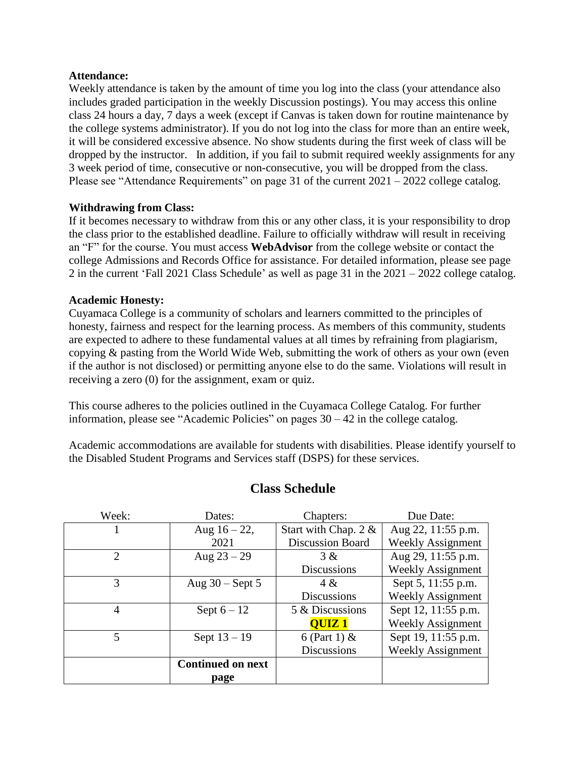**Attendance:**

Weekly attendance is taken by the amount of time you log into the class (your attendance also includes graded participation in the weekly Discussion postings). You may access this online class 24 hours a day, 7 days a week (except if Canvas is taken down for routine maintenance by the college systems administrator). If you do not log into the class for more than an entire week, it will be considered excessive absence. No show students during the first week of class will be dropped by the instructor. In addition, if you fail to submit required weekly assignments for any 3 week period of time, consecutive or non-consecutive, you will be dropped from the class. Please see "Attendance Requirements" on page 31 of the current 2021 – 2022 college catalog.

**Withdrawing from Class:**

If it becomes necessary to withdraw from this or any other class, it is your responsibility to drop the class prior to the established deadline. Failure to officially withdraw will result in receiving an "F" for the course. You must access **WebAdvisor** from the college website or contact the college Admissions and Records Office for assistance. For detailed information, please see page 2 in the current 'Fall 2021 Class Schedule' as well as page 31 in the 2021 – 2022 college catalog.

**Academic Honesty:**

Cuyamaca College is a community of scholars and learners committed to the principles of honesty, fairness and respect for the learning process. As members of this community, students are expected to adhere to these fundamental values at all times by refraining from plagiarism, copying & pasting from the World Wide Web, submitting the work of others as your own (even if the author is not disclosed) or permitting anyone else to do the same. Violations will result in receiving a zero (0) for the assignment, exam or quiz.

This course adheres to the policies outlined in the Cuyamaca College Catalog. For further information, please see "Academic Policies" on pages 30 – 42 in the college catalog.

Academic accommodations are available for students with disabilities. Please identify yourself to the Disabled Student Programs and Services staff (DSPS) for these services.

## Class Schedule

| Week: | Dates: | Chapters: | Due Date: |
|---|---|---|---|
| 1 | Aug 16 – 22, 2021 | Start with Chap. 2 & Discussion Board | Aug 22, 11:55 p.m. Weekly Assignment |
| 2 | Aug 23 – 29 | 3 & Discussions | Aug 29, 11:55 p.m. Weekly Assignment |
| 3 | Aug 30 – Sept 5 | 4 & Discussions | Sept 5, 11:55 p.m. Weekly Assignment |
| 4 | Sept 6 – 12 | 5 & Discussions **QUIZ 1** | Sept 12, 11:55 p.m. Weekly Assignment |
| 5 | Sept 13 – 19 | 6 (Part 1) & Discussions | Sept 19, 11:55 p.m. Weekly Assignment |
| | **Continued on next page** | | |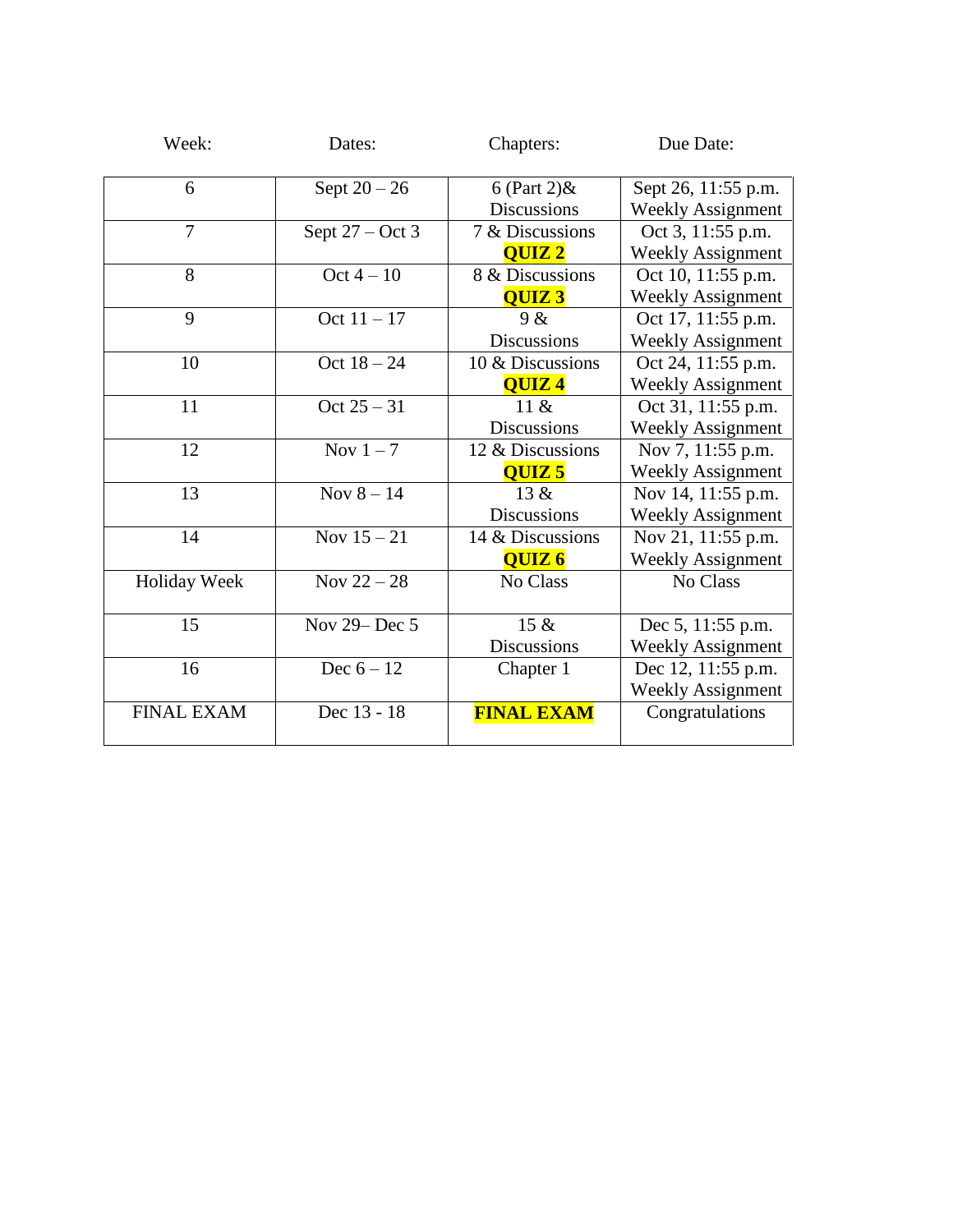| Week: | Dates: | Chapters: | Due Date: |
|---|---|---|---|
| 6 | Sept 20 – 26 | 6 (Part 2)& Discussions | Sept 26, 11:55 p.m. Weekly Assignment |
| 7 | Sept 27 – Oct 3 | 7 & Discussions **QUIZ 2** | Oct 3, 11:55 p.m. Weekly Assignment |
| 8 | Oct 4 – 10 | 8 & Discussions **QUIZ 3** | Oct 10, 11:55 p.m. Weekly Assignment |
| 9 | Oct 11 – 17 | 9 & Discussions | Oct 17, 11:55 p.m. Weekly Assignment |
| 10 | Oct 18 – 24 | 10 & Discussions **QUIZ 4** | Oct 24, 11:55 p.m. Weekly Assignment |
| 11 | Oct 25 – 31 | 11 & Discussions | Oct 31, 11:55 p.m. Weekly Assignment |
| 12 | Nov 1 – 7 | 12 & Discussions **QUIZ 5** | Nov 7, 11:55 p.m. Weekly Assignment |
| 13 | Nov 8 – 14 | 13 & Discussions | Nov 14, 11:55 p.m. Weekly Assignment |
| 14 | Nov 15 – 21 | 14 & Discussions **QUIZ 6** | Nov 21, 11:55 p.m. Weekly Assignment |
| Holiday Week | Nov 22 – 28 | No Class | No Class |
| 15 | Nov 29– Dec 5 | 15 & Discussions | Dec 5, 11:55 p.m. Weekly Assignment |
| 16 | Dec 6 – 12 | Chapter 1 | Dec 12, 11:55 p.m. Weekly Assignment |
| FINAL EXAM | Dec 13 - 18 | **FINAL EXAM** | Congratulations |